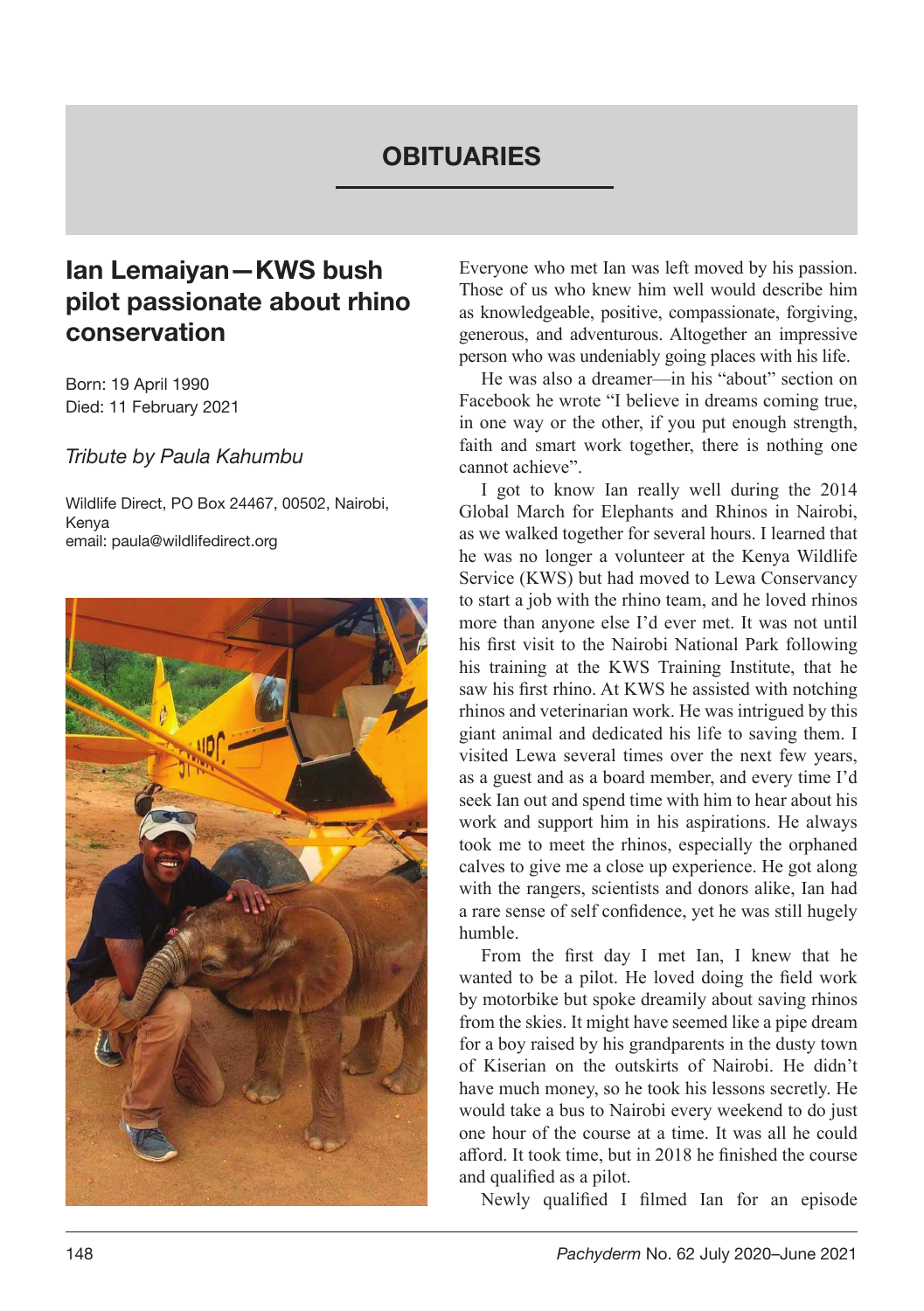# OBITUARIES

## Ian Lemaiyan—KWS bush pilot passionate about rhino conservation

Born: 19 April 1990
Died: 11 February 2021

*Tribute by Paula Kahumbu*

Wildlife Direct, PO Box 24467, 00502, Nairobi, Kenya
email: paula@wildlifedirect.org

Everyone who met Ian was left moved by his passion. Those of us who knew him well would describe him as knowledgeable, positive, compassionate, forgiving, generous, and adventurous. Altogether an impressive person who was undeniably going places with his life.

He was also a dreamer—in his "about" section on Facebook he wrote "I believe in dreams coming true, in one way or the other, if you put enough strength, faith and smart work together, there is nothing one cannot achieve".

I got to know Ian really well during the 2014 Global March for Elephants and Rhinos in Nairobi, as we walked together for several hours. I learned that he was no longer a volunteer at the Kenya Wildlife Service (KWS) but had moved to Lewa Conservancy to start a job with the rhino team, and he loved rhinos more than anyone else I'd ever met. It was not until his first visit to the Nairobi National Park following his training at the KWS Training Institute, that he saw his first rhino. At KWS he assisted with notching rhinos and veterinarian work. He was intrigued by this giant animal and dedicated his life to saving them. I visited Lewa several times over the next few years, as a guest and as a board member, and every time I'd seek Ian out and spend time with him to hear about his work and support him in his aspirations. He always took me to meet the rhinos, especially the orphaned calves to give me a close up experience. He got along with the rangers, scientists and donors alike, Ian had a rare sense of self confidence, yet he was still hugely humble.

From the first day I met Ian, I knew that he wanted to be a pilot. He loved doing the field work by motorbike but spoke dreamily about saving rhinos from the skies. It might have seemed like a pipe dream for a boy raised by his grandparents in the dusty town of Kiserian on the outskirts of Nairobi. He didn't have much money, so he took his lessons secretly. He would take a bus to Nairobi every weekend to do just one hour of the course at a time. It was all he could afford. It took time, but in 2018 he finished the course and qualified as a pilot.

Newly qualified I filmed Ian for an episode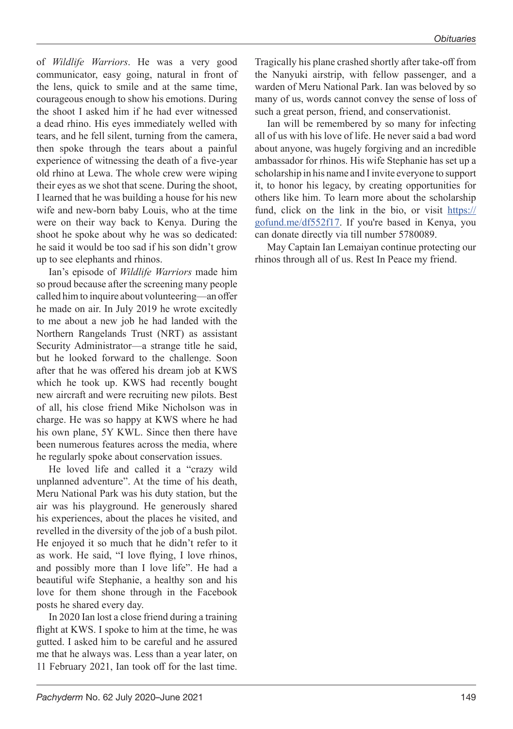of *Wildlife Warriors*. He was a very good communicator, easy going, natural in front of the lens, quick to smile and at the same time, courageous enough to show his emotions. During the shoot I asked him if he had ever witnessed a dead rhino. His eyes immediately welled with tears, and he fell silent, turning from the camera, then spoke through the tears about a painful experience of witnessing the death of a five-year old rhino at Lewa. The whole crew were wiping their eyes as we shot that scene. During the shoot, I learned that he was building a house for his new wife and new-born baby Louis, who at the time were on their way back to Kenya. During the shoot he spoke about why he was so dedicated: he said it would be too sad if his son didn't grow up to see elephants and rhinos.

Ian's episode of *Wildlife Warriors* made him so proud because after the screening many people called him to inquire about volunteering—an offer he made on air. In July 2019 he wrote excitedly to me about a new job he had landed with the Northern Rangelands Trust (NRT) as assistant Security Administrator—a strange title he said, but he looked forward to the challenge. Soon after that he was offered his dream job at KWS which he took up. KWS had recently bought new aircraft and were recruiting new pilots. Best of all, his close friend Mike Nicholson was in charge. He was so happy at KWS where he had his own plane, 5Y KWL. Since then there have been numerous features across the media, where he regularly spoke about conservation issues.

He loved life and called it a "crazy wild unplanned adventure". At the time of his death, Meru National Park was his duty station, but the air was his playground. He generously shared his experiences, about the places he visited, and revelled in the diversity of the job of a bush pilot. He enjoyed it so much that he didn't refer to it as work. He said, "I love flying, I love rhinos, and possibly more than I love life". He had a beautiful wife Stephanie, a healthy son and his love for them shone through in the Facebook posts he shared every day.

In 2020 Ian lost a close friend during a training flight at KWS. I spoke to him at the time, he was gutted. I asked him to be careful and he assured me that he always was. Less than a year later, on 11 February 2021, Ian took off for the last time. Tragically his plane crashed shortly after take-off from the Nanyuki airstrip, with fellow passenger, and a warden of Meru National Park. Ian was beloved by so many of us, words cannot convey the sense of loss of such a great person, friend, and conservationist.

Ian will be remembered by so many for infecting all of us with his love of life. He never said a bad word about anyone, was hugely forgiving and an incredible ambassador for rhinos. His wife Stephanie has set up a scholarship in his name and I invite everyone to support it, to honor his legacy, by creating opportunities for others like him. To learn more about the scholarship fund, click on the link in the bio, or visit https://gofund.me/df552f17. If you're based in Kenya, you can donate directly via till number 5780089.

May Captain Ian Lemaiyan continue protecting our rhinos through all of us. Rest In Peace my friend.